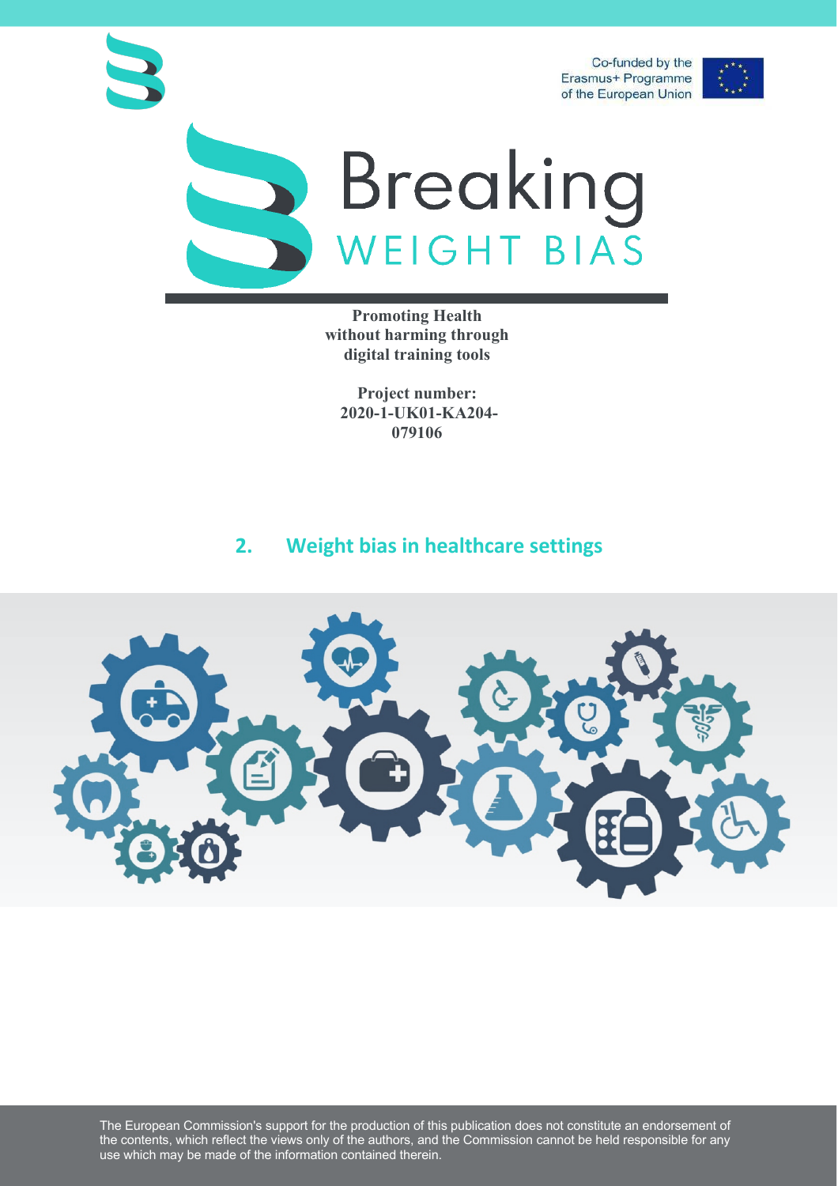Co-funded by the Erasmus+ Programme of the European Union

# Breaking WEIGHT BIAS

**Promoting Health without harming through digital training tools**

**Project number: 2020-1-UK01-KA204-079106**

## 2. Weight bias in healthcare settings

The European Commission's support for the production of this publication does not constitute an endorsement of the contents, which reflect the views only of the authors, and the Commission cannot be held responsible for any use which may be made of the information contained therein.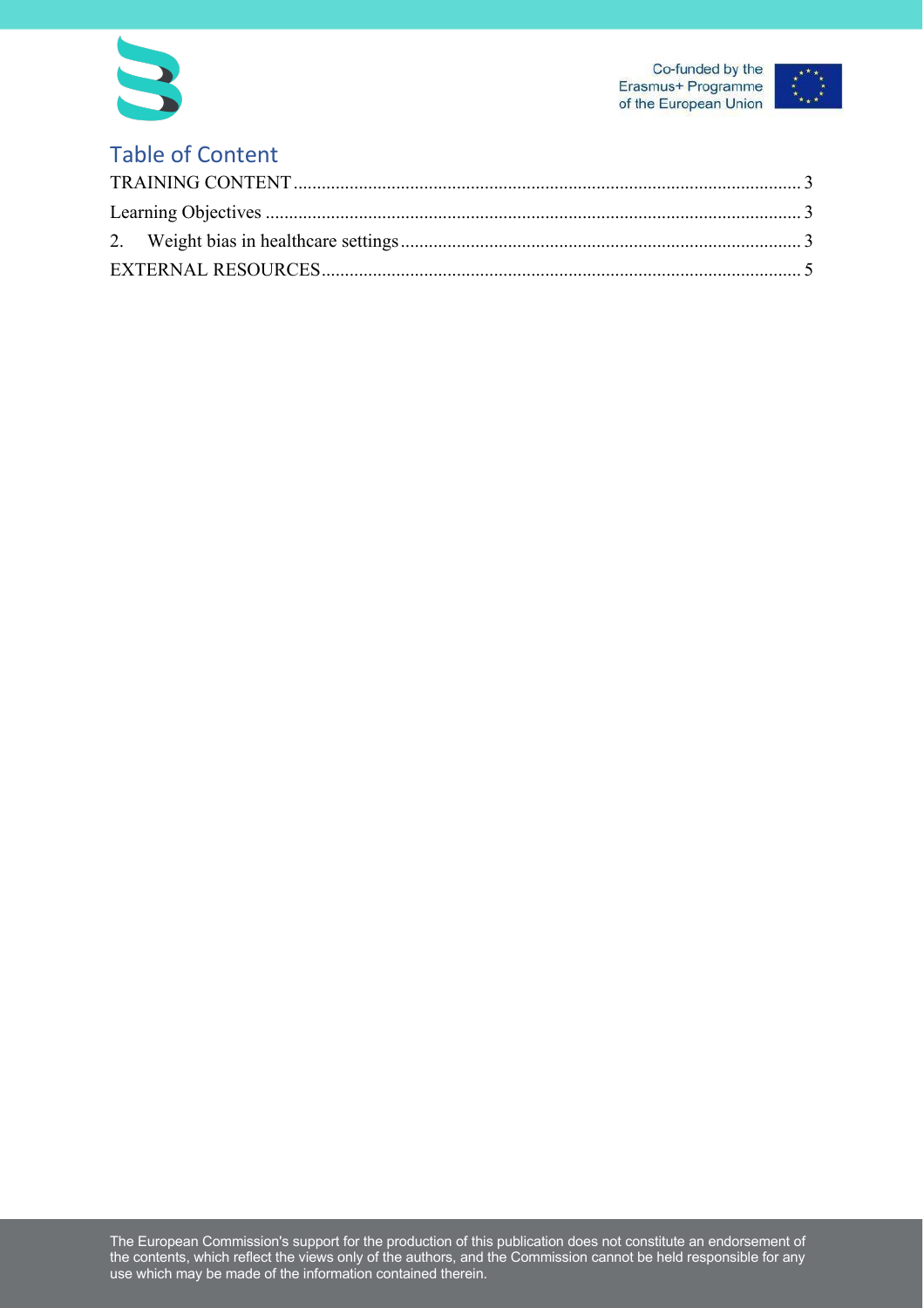## Table of Content

TRAINING CONTENT ........................................................................................................... 3

Learning Objectives .................................................................................................................. 3

2. Weight bias in healthcare settings ..................................................................................... 3

EXTERNAL RESOURCES ..................................................................................................... 5

The European Commission's support for the production of this publication does not constitute an endorsement of the contents, which reflect the views only of the authors, and the Commission cannot be held responsible for any use which may be made of the information contained therein.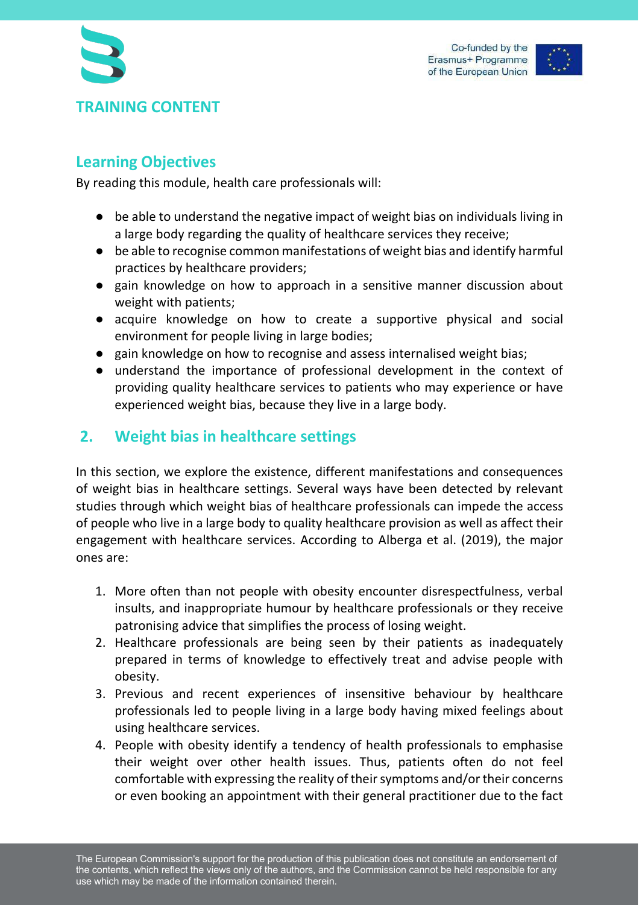# TRAINING CONTENT

## Learning Objectives

By reading this module, health care professionals will:

- be able to understand the negative impact of weight bias on individuals living in a large body regarding the quality of healthcare services they receive;
- be able to recognise common manifestations of weight bias and identify harmful practices by healthcare providers;
- gain knowledge on how to approach in a sensitive manner discussion about weight with patients;
- acquire knowledge on how to create a supportive physical and social environment for people living in large bodies;
- gain knowledge on how to recognise and assess internalised weight bias;
- understand the importance of professional development in the context of providing quality healthcare services to patients who may experience or have experienced weight bias, because they live in a large body.

## 2. Weight bias in healthcare settings

In this section, we explore the existence, different manifestations and consequences of weight bias in healthcare settings. Several ways have been detected by relevant studies through which weight bias of healthcare professionals can impede the access of people who live in a large body to quality healthcare provision as well as affect their engagement with healthcare services. According to Alberga et al. (2019), the major ones are:

1. More often than not people with obesity encounter disrespectfulness, verbal insults, and inappropriate humour by healthcare professionals or they receive patronising advice that simplifies the process of losing weight.
2. Healthcare professionals are being seen by their patients as inadequately prepared in terms of knowledge to effectively treat and advise people with obesity.
3. Previous and recent experiences of insensitive behaviour by healthcare professionals led to people living in a large body having mixed feelings about using healthcare services.
4. People with obesity identify a tendency of health professionals to emphasise their weight over other health issues. Thus, patients often do not feel comfortable with expressing the reality of their symptoms and/or their concerns or even booking an appointment with their general practitioner due to the fact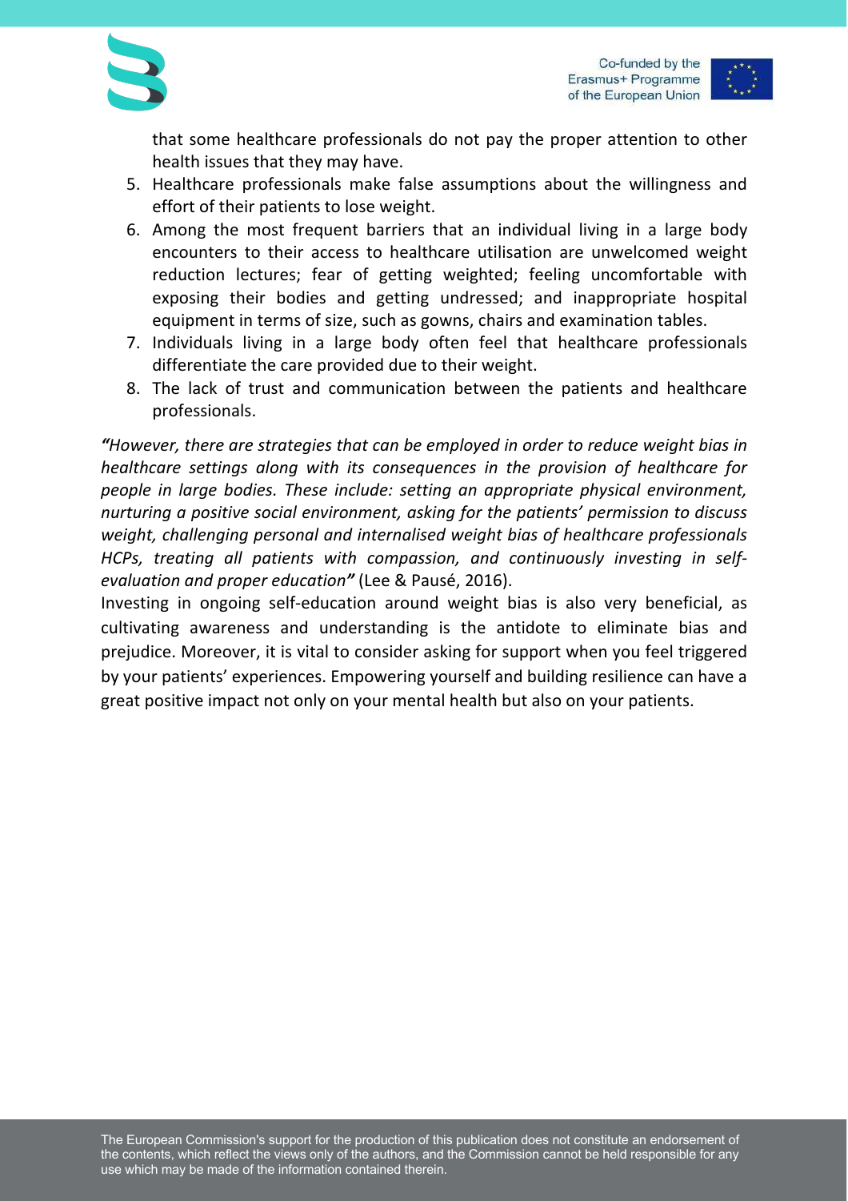that some healthcare professionals do not pay the proper attention to other health issues that they may have.

5. Healthcare professionals make false assumptions about the willingness and effort of their patients to lose weight.
6. Among the most frequent barriers that an individual living in a large body encounters to their access to healthcare utilisation are unwelcomed weight reduction lectures; fear of getting weighted; feeling uncomfortable with exposing their bodies and getting undressed; and inappropriate hospital equipment in terms of size, such as gowns, chairs and examination tables.
7. Individuals living in a large body often feel that healthcare professionals differentiate the care provided due to their weight.
8. The lack of trust and communication between the patients and healthcare professionals.

***"However, there are strategies that can be employed in order to reduce weight bias in healthcare settings along with its consequences in the provision of healthcare for people in large bodies. These include: setting an appropriate physical environment, nurturing a positive social environment, asking for the patients' permission to discuss weight, challenging personal and internalised weight bias of healthcare professionals HCPs, treating all patients with compassion, and continuously investing in self-evaluation and proper education"*** (Lee & Pausé, 2016).

Investing in ongoing self-education around weight bias is also very beneficial, as cultivating awareness and understanding is the antidote to eliminate bias and prejudice. Moreover, it is vital to consider asking for support when you feel triggered by your patients' experiences. Empowering yourself and building resilience can have a great positive impact not only on your mental health but also on your patients.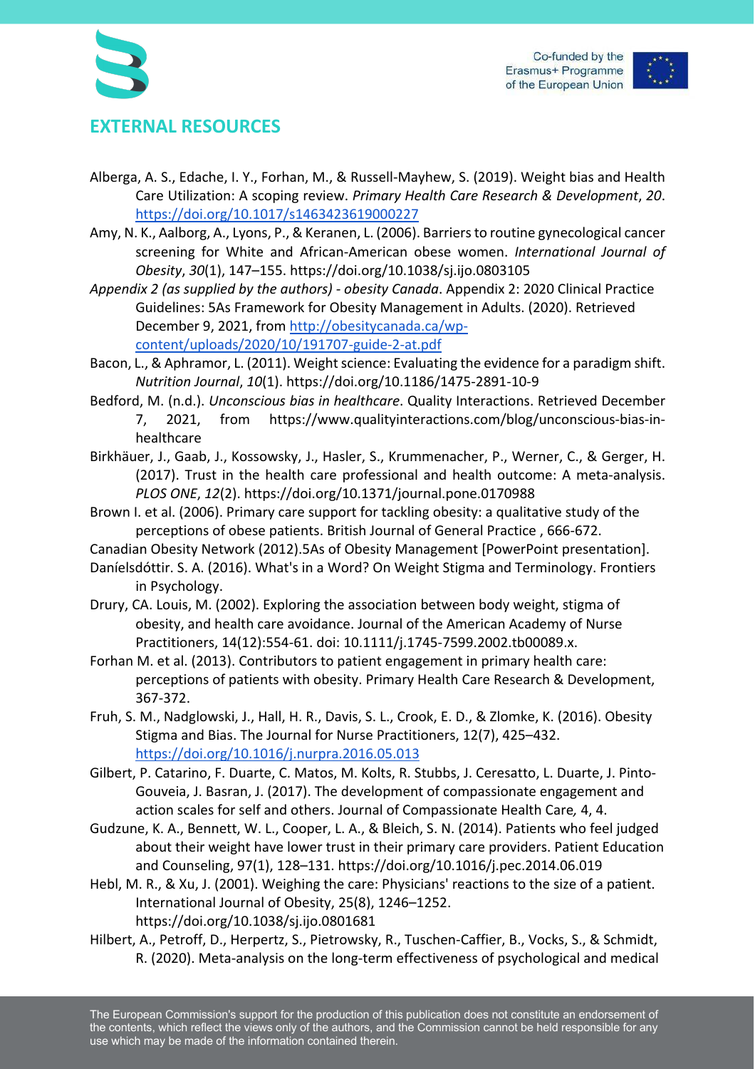## EXTERNAL RESOURCES

Alberga, A. S., Edache, I. Y., Forhan, M., & Russell-Mayhew, S. (2019). Weight bias and Health Care Utilization: A scoping review. *Primary Health Care Research & Development*, *20*. https://doi.org/10.1017/s1463423619000227

Amy, N. K., Aalborg, A., Lyons, P., & Keranen, L. (2006). Barriers to routine gynecological cancer screening for White and African-American obese women. *International Journal of Obesity*, *30*(1), 147–155. https://doi.org/10.1038/sj.ijo.0803105

*Appendix 2 (as supplied by the authors) - obesity Canada*. Appendix 2: 2020 Clinical Practice Guidelines: 5As Framework for Obesity Management in Adults. (2020). Retrieved December 9, 2021, from http://obesitycanada.ca/wp-content/uploads/2020/10/191707-guide-2-at.pdf

Bacon, L., & Aphramor, L. (2011). Weight science: Evaluating the evidence for a paradigm shift. *Nutrition Journal*, *10*(1). https://doi.org/10.1186/1475-2891-10-9

Bedford, M. (n.d.). *Unconscious bias in healthcare*. Quality Interactions. Retrieved December 7, 2021, from https://www.qualityinteractions.com/blog/unconscious-bias-in-healthcare

Birkhäuer, J., Gaab, J., Kossowsky, J., Hasler, S., Krummenacher, P., Werner, C., & Gerger, H. (2017). Trust in the health care professional and health outcome: A meta-analysis. *PLOS ONE*, *12*(2). https://doi.org/10.1371/journal.pone.0170988

Brown I. et al. (2006). Primary care support for tackling obesity: a qualitative study of the perceptions of obese patients. British Journal of General Practice , 666-672.

Canadian Obesity Network (2012).5As of Obesity Management [PowerPoint presentation].

Daníelsdóttir. S. A. (2016). What's in a Word? On Weight Stigma and Terminology. Frontiers in Psychology.

Drury, CA. Louis, M. (2002). Exploring the association between body weight, stigma of obesity, and health care avoidance. Journal of the American Academy of Nurse Practitioners, 14(12):554-61. doi: 10.1111/j.1745-7599.2002.tb00089.x.

Forhan M. et al. (2013). Contributors to patient engagement in primary health care: perceptions of patients with obesity. Primary Health Care Research & Development, 367-372.

Fruh, S. M., Nadglowski, J., Hall, H. R., Davis, S. L., Crook, E. D., & Zlomke, K. (2016). Obesity Stigma and Bias. The Journal for Nurse Practitioners, 12(7), 425–432. https://doi.org/10.1016/j.nurpra.2016.05.013

Gilbert, P. Catarino, F. Duarte, C. Matos, M. Kolts, R. Stubbs, J. Ceresatto, L. Duarte, J. Pinto-Gouveia, J. Basran, J. (2017). The development of compassionate engagement and action scales for self and others. Journal of Compassionate Health Care*,* 4, 4.

Gudzune, K. A., Bennett, W. L., Cooper, L. A., & Bleich, S. N. (2014). Patients who feel judged about their weight have lower trust in their primary care providers. Patient Education and Counseling, 97(1), 128–131. https://doi.org/10.1016/j.pec.2014.06.019

Hebl, M. R., & Xu, J. (2001). Weighing the care: Physicians' reactions to the size of a patient. International Journal of Obesity, 25(8), 1246–1252. https://doi.org/10.1038/sj.ijo.0801681

Hilbert, A., Petroff, D., Herpertz, S., Pietrowsky, R., Tuschen-Caffier, B., Vocks, S., & Schmidt, R. (2020). Meta-analysis on the long-term effectiveness of psychological and medical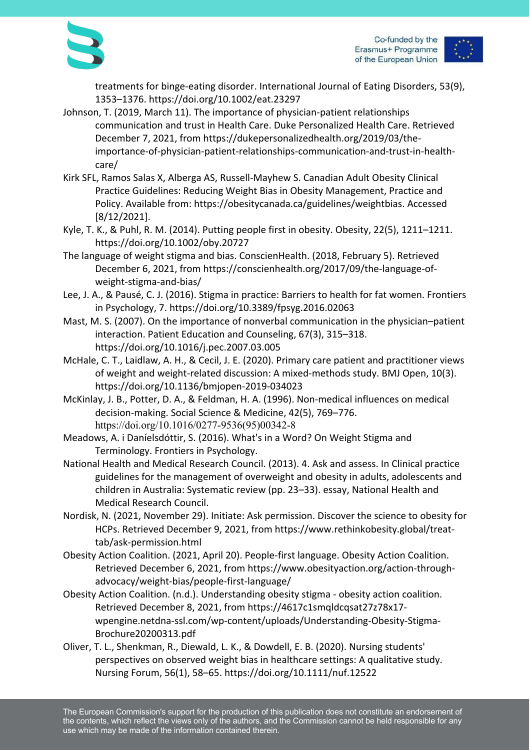treatments for binge-eating disorder. International Journal of Eating Disorders, 53(9), 1353–1376. https://doi.org/10.1002/eat.23297

Johnson, T. (2019, March 11). The importance of physician-patient relationships communication and trust in Health Care. Duke Personalized Health Care. Retrieved December 7, 2021, from https://dukepersonalizedhealth.org/2019/03/the-importance-of-physician-patient-relationships-communication-and-trust-in-health-care/

Kirk SFL, Ramos Salas X, Alberga AS, Russell-Mayhew S. Canadian Adult Obesity Clinical Practice Guidelines: Reducing Weight Bias in Obesity Management, Practice and Policy. Available from: https://obesitycanada.ca/guidelines/weightbias. Accessed [8/12/2021].

Kyle, T. K., & Puhl, R. M. (2014). Putting people first in obesity. Obesity, 22(5), 1211–1211. https://doi.org/10.1002/oby.20727

The language of weight stigma and bias. ConscienHealth. (2018, February 5). Retrieved December 6, 2021, from https://conscienhealth.org/2017/09/the-language-of-weight-stigma-and-bias/

Lee, J. A., & Pausé, C. J. (2016). Stigma in practice: Barriers to health for fat women. Frontiers in Psychology, 7. https://doi.org/10.3389/fpsyg.2016.02063

Mast, M. S. (2007). On the importance of nonverbal communication in the physician–patient interaction. Patient Education and Counseling, 67(3), 315–318. https://doi.org/10.1016/j.pec.2007.03.005

McHale, C. T., Laidlaw, A. H., & Cecil, J. E. (2020). Primary care patient and practitioner views of weight and weight-related discussion: A mixed-methods study. BMJ Open, 10(3). https://doi.org/10.1136/bmjopen-2019-034023

McKinlay, J. B., Potter, D. A., & Feldman, H. A. (1996). Non-medical influences on medical decision-making. Social Science & Medicine, 42(5), 769–776. https://doi.org/10.1016/0277-9536(95)00342-8

Meadows, A. i Daníelsdóttir, S. (2016). What's in a Word? On Weight Stigma and Terminology. Frontiers in Psychology.

National Health and Medical Research Council. (2013). 4. Ask and assess. In Clinical practice guidelines for the management of overweight and obesity in adults, adolescents and children in Australia: Systematic review (pp. 23–33). essay, National Health and Medical Research Council.

Nordisk, N. (2021, November 29). Initiate: Ask permission. Discover the science to obesity for HCPs. Retrieved December 9, 2021, from https://www.rethinkobesity.global/treat-tab/ask-permission.html

Obesity Action Coalition. (2021, April 20). People-first language. Obesity Action Coalition. Retrieved December 6, 2021, from https://www.obesityaction.org/action-through-advocacy/weight-bias/people-first-language/

Obesity Action Coalition. (n.d.). Understanding obesity stigma - obesity action coalition. Retrieved December 8, 2021, from https://4617c1smqldcqsat27z78x17-wpengine.netdna-ssl.com/wp-content/uploads/Understanding-Obesity-Stigma-Brochure20200313.pdf

Oliver, T. L., Shenkman, R., Diewald, L. K., & Dowdell, E. B. (2020). Nursing students' perspectives on observed weight bias in healthcare settings: A qualitative study. Nursing Forum, 56(1), 58–65. https://doi.org/10.1111/nuf.12522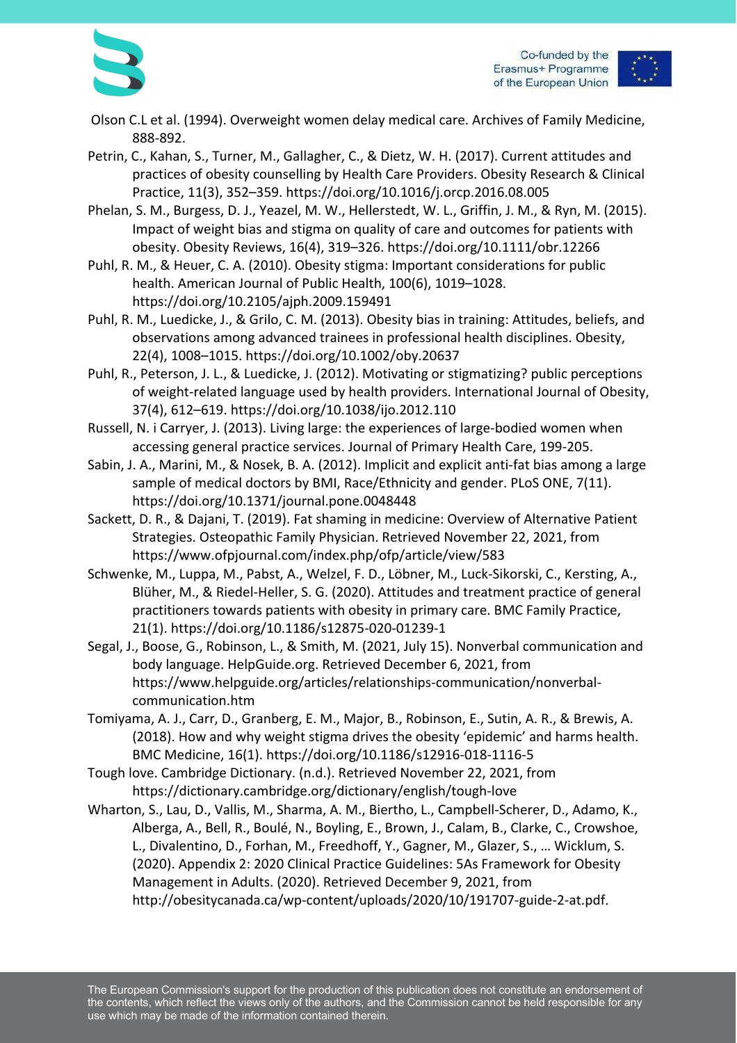Olson C.L et al. (1994). Overweight women delay medical care. Archives of Family Medicine, 888-892.

Petrin, C., Kahan, S., Turner, M., Gallagher, C., & Dietz, W. H. (2017). Current attitudes and practices of obesity counselling by Health Care Providers. Obesity Research & Clinical Practice, 11(3), 352–359. https://doi.org/10.1016/j.orcp.2016.08.005

Phelan, S. M., Burgess, D. J., Yeazel, M. W., Hellerstedt, W. L., Griffin, J. M., & Ryn, M. (2015). Impact of weight bias and stigma on quality of care and outcomes for patients with obesity. Obesity Reviews, 16(4), 319–326. https://doi.org/10.1111/obr.12266

Puhl, R. M., & Heuer, C. A. (2010). Obesity stigma: Important considerations for public health. American Journal of Public Health, 100(6), 1019–1028. https://doi.org/10.2105/ajph.2009.159491

Puhl, R. M., Luedicke, J., & Grilo, C. M. (2013). Obesity bias in training: Attitudes, beliefs, and observations among advanced trainees in professional health disciplines. Obesity, 22(4), 1008–1015. https://doi.org/10.1002/oby.20637

Puhl, R., Peterson, J. L., & Luedicke, J. (2012). Motivating or stigmatizing? public perceptions of weight-related language used by health providers. International Journal of Obesity, 37(4), 612–619. https://doi.org/10.1038/ijo.2012.110

Russell, N. i Carryer, J. (2013). Living large: the experiences of large-bodied women when accessing general practice services. Journal of Primary Health Care, 199-205.

Sabin, J. A., Marini, M., & Nosek, B. A. (2012). Implicit and explicit anti-fat bias among a large sample of medical doctors by BMI, Race/Ethnicity and gender. PLoS ONE, 7(11). https://doi.org/10.1371/journal.pone.0048448

Sackett, D. R., & Dajani, T. (2019). Fat shaming in medicine: Overview of Alternative Patient Strategies. Osteopathic Family Physician. Retrieved November 22, 2021, from https://www.ofpjournal.com/index.php/ofp/article/view/583

Schwenke, M., Luppa, M., Pabst, A., Welzel, F. D., Löbner, M., Luck-Sikorski, C., Kersting, A., Blüher, M., & Riedel-Heller, S. G. (2020). Attitudes and treatment practice of general practitioners towards patients with obesity in primary care. BMC Family Practice, 21(1). https://doi.org/10.1186/s12875-020-01239-1

Segal, J., Boose, G., Robinson, L., & Smith, M. (2021, July 15). Nonverbal communication and body language. HelpGuide.org. Retrieved December 6, 2021, from https://www.helpguide.org/articles/relationships-communication/nonverbal-communication.htm

Tomiyama, A. J., Carr, D., Granberg, E. M., Major, B., Robinson, E., Sutin, A. R., & Brewis, A. (2018). How and why weight stigma drives the obesity 'epidemic' and harms health. BMC Medicine, 16(1). https://doi.org/10.1186/s12916-018-1116-5

Tough love. Cambridge Dictionary. (n.d.). Retrieved November 22, 2021, from https://dictionary.cambridge.org/dictionary/english/tough-love

Wharton, S., Lau, D., Vallis, M., Sharma, A. M., Biertho, L., Campbell-Scherer, D., Adamo, K., Alberga, A., Bell, R., Boulé, N., Boyling, E., Brown, J., Calam, B., Clarke, C., Crowshoe, L., Divalentino, D., Forhan, M., Freedhoff, Y., Gagner, M., Glazer, S., … Wicklum, S. (2020). Appendix 2: 2020 Clinical Practice Guidelines: 5As Framework for Obesity Management in Adults. (2020). Retrieved December 9, 2021, from http://obesitycanada.ca/wp-content/uploads/2020/10/191707-guide-2-at.pdf.